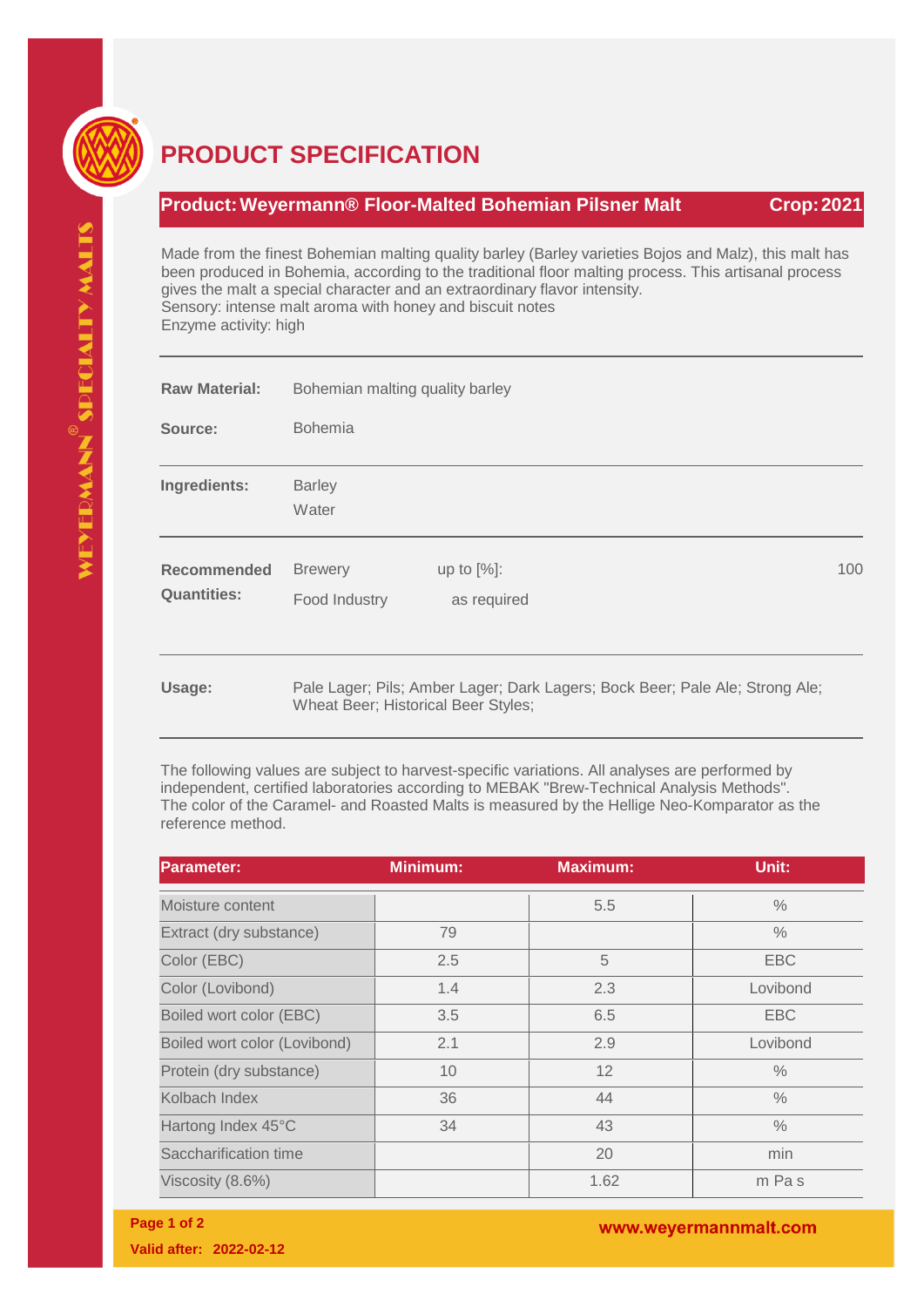# PRODUCT SPECIFICATION

**Product: Weyermann® Floor-Malted Bohemian Pilsner Malt** **Crop: 2021**

Made from the finest Bohemian malting quality barley (Barley varieties Bojos and Malz), this malt has been produced in Bohemia, according to the traditional floor malting process. This artisanal process gives the malt a special character and an extraordinary flavor intensity.
Sensory: intense malt aroma with honey and biscuit notes
Enzyme activity: high

**Raw Material:** Bohemian malting quality barley

**Source:** Bohemia

**Ingredients:** Barley
Water

**Recommended Quantities:**

| | | |
|---|---|---|
| Brewery | up to [%]: | 100 |
| Food Industry | as required | |

**Usage:** Pale Lager; Pils; Amber Lager; Dark Lagers; Bock Beer; Pale Ale; Strong Ale; Wheat Beer; Historical Beer Styles;

The following values are subject to harvest-specific variations. All analyses are performed by independent, certified laboratories according to MEBAK "Brew-Technical Analysis Methods". The color of the Caramel- and Roasted Malts is measured by the Hellige Neo-Komparator as the reference method.

| Parameter: | Minimum: | Maximum: | Unit: |
|---|---|---|---|
| Moisture content | | 5.5 | % |
| Extract (dry substance) | 79 | | % |
| Color (EBC) | 2.5 | 5 | EBC |
| Color (Lovibond) | 1.4 | 2.3 | Lovibond |
| Boiled wort color (EBC) | 3.5 | 6.5 | EBC |
| Boiled wort color (Lovibond) | 2.1 | 2.9 | Lovibond |
| Protein (dry substance) | 10 | 12 | % |
| Kolbach Index | 36 | 44 | % |
| Hartong Index 45°C | 34 | 43 | % |
| Saccharification time | | 20 | min |
| Viscosity (8.6%) | | 1.62 | m Pa s |

Valid after: 2022-02-12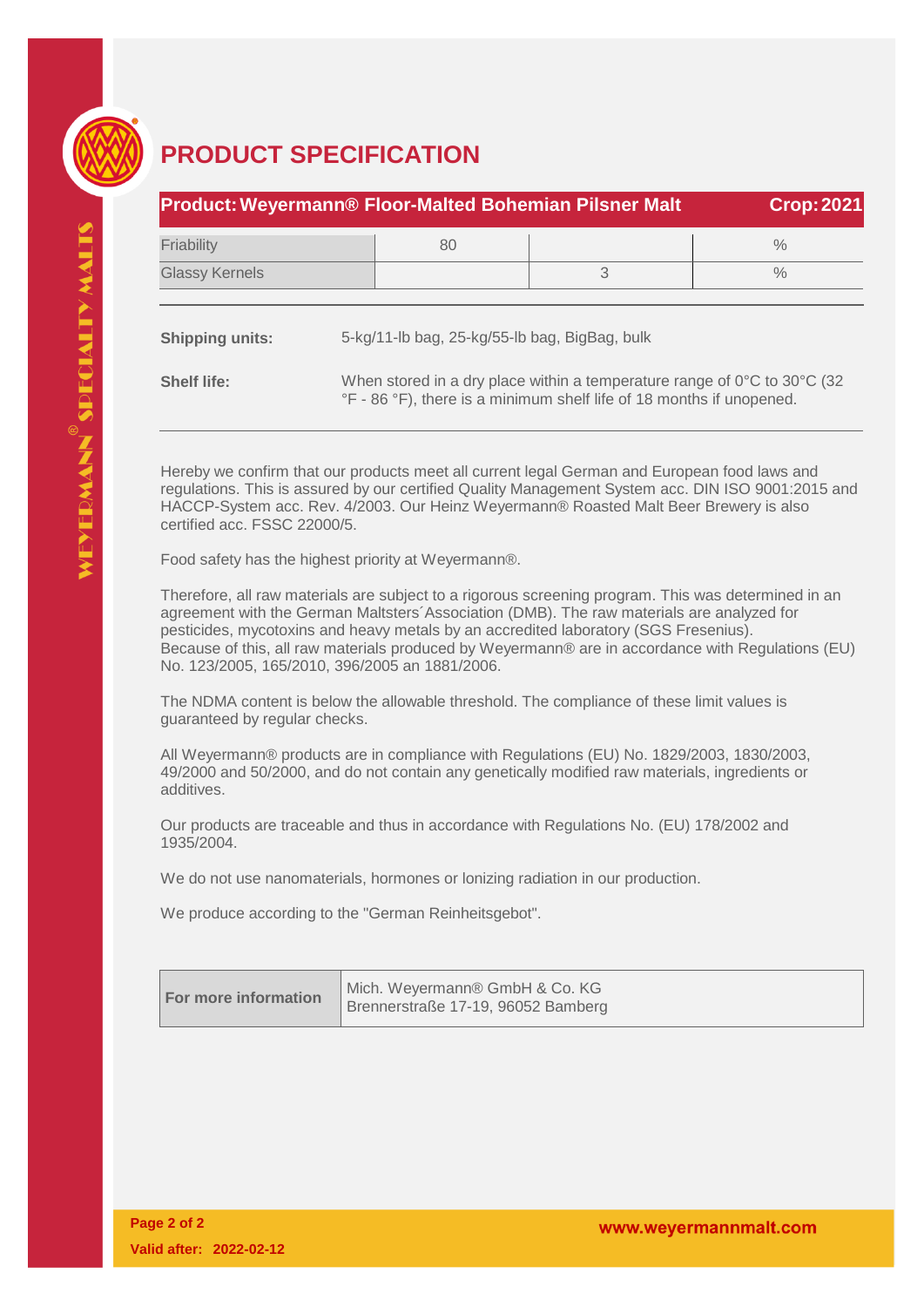# PRODUCT SPECIFICATION

| Product: Weyermann® Floor-Malted Bohemian Pilsner Malt | | | Crop: 2021 |
|---|---|---|---|
| Friability | 80 | | % |
| Glassy Kernels | | 3 | % |

**Shipping units:** 5-kg/11-lb bag, 25-kg/55-lb bag, BigBag, bulk

**Shelf life:** When stored in a dry place within a temperature range of 0°C to 30°C (32 °F - 86 °F), there is a minimum shelf life of 18 months if unopened.

Hereby we confirm that our products meet all current legal German and European food laws and regulations. This is assured by our certified Quality Management System acc. DIN ISO 9001:2015 and HACCP-System acc. Rev. 4/2003. Our Heinz Weyermann® Roasted Malt Beer Brewery is also certified acc. FSSC 22000/5.

Food safety has the highest priority at Weyermann®.

Therefore, all raw materials are subject to a rigorous screening program. This was determined in an agreement with the German Maltsters´Association (DMB). The raw materials are analyzed for pesticides, mycotoxins and heavy metals by an accredited laboratory (SGS Fresenius).
Because of this, all raw materials produced by Weyermann® are in accordance with Regulations (EU) No. 123/2005, 165/2010, 396/2005 an 1881/2006.

The NDMA content is below the allowable threshold. The compliance of these limit values is guaranteed by regular checks.

All Weyermann® products are in compliance with Regulations (EU) No. 1829/2003, 1830/2003, 49/2000 and 50/2000, and do not contain any genetically modified raw materials, ingredients or additives.

Our products are traceable and thus in accordance with Regulations No. (EU) 178/2002 and 1935/2004.

We do not use nanomaterials, hormones or Ionizing radiation in our production.

We produce according to the "German Reinheitsgebot".

| | |
|---|---|
| **For more information** | Mich. Weyermann® GmbH & Co. KG<br>Brennerstraße 17-19, 96052 Bamberg |

Valid after: 2022-02-12

www.weyermannmalt.com